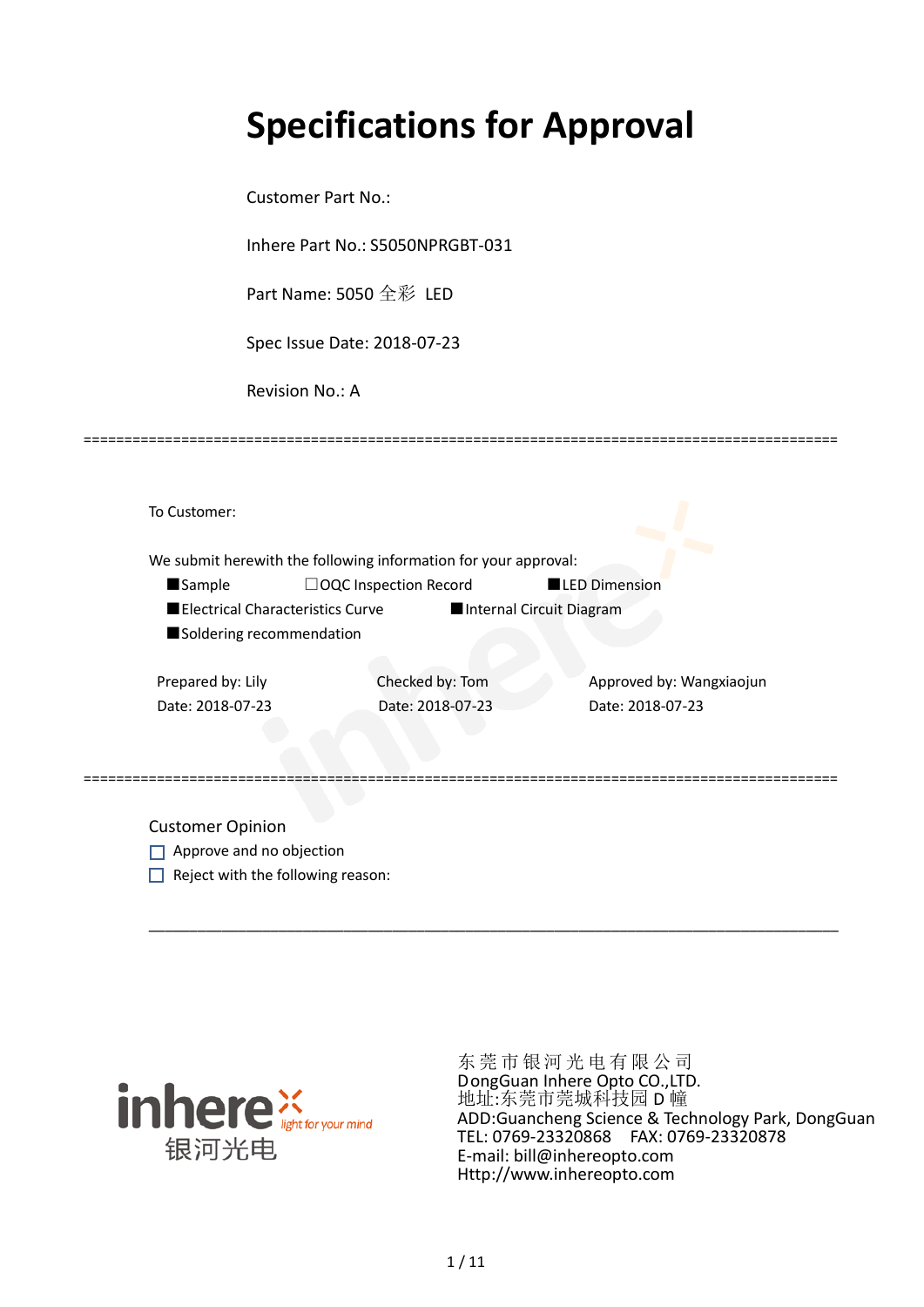# Specifications for Approval

Customer Part No.:

Inhere Part No.: S5050NPRGBT-031

Part Name: 5050 全彩 LED

Spec Issue Date: 2018-07-23

Revision No.: A

==========================================================================================

To Customer:

We submit herewith the following information for your approval:

■Sample　　　　☐OQC Inspection Record　　　　■LED Dimension

■Electrical Characteristics Curve　　　　■Internal Circuit Diagram

■Soldering recommendation

| Prepared by: Lily | Checked by: Tom | Approved by: Wangxiaojun |
|---|---|---|
| Date: 2018-07-23 | Date: 2018-07-23 | Date: 2018-07-23 |

==========================================================================================

Customer Opinion

☐ Approve and no objection

☐ Reject with the following reason:

___________________________________________________________________________

inhere light for your mind 银河光电

东 莞 市 银 河 光 电 有 限 公 司
DongGuan Inhere Opto CO.,LTD.
地址:东莞市莞城科技园 D 幢
ADD:Guancheng Science & Technology Park, DongGuan
TEL: 0769-23320868　　FAX: 0769-23320878
E-mail: bill@inhereopto.com
Http://www.inhereopto.com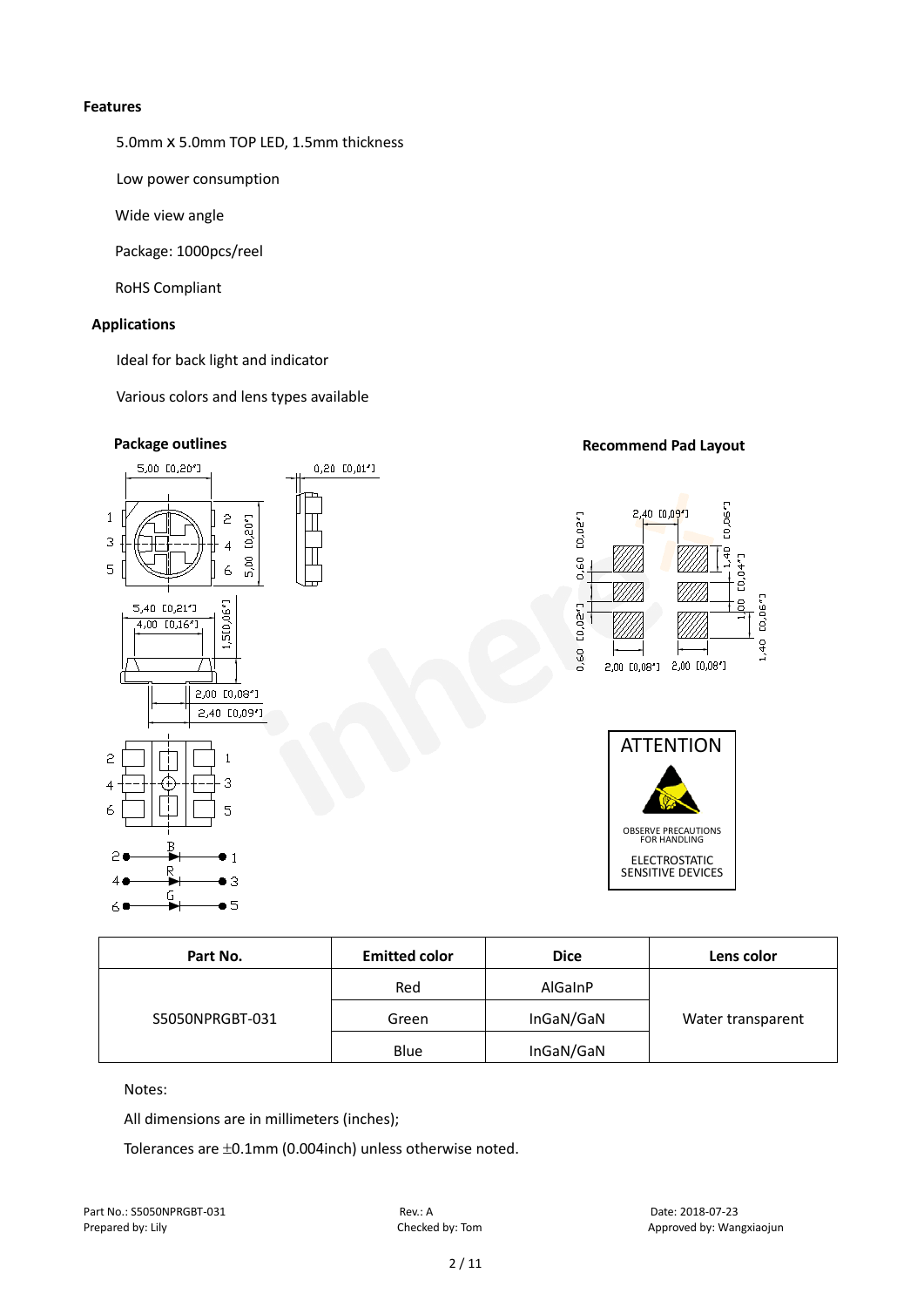**Features**

5.0mm x 5.0mm TOP LED, 1.5mm thickness

Low power consumption

Wide view angle

Package: 1000pcs/reel

RoHS Compliant

**Applications**

Ideal for back light and indicator

Various colors and lens types available

**Package outlines**

**Recommend Pad Layout**

ATTENTION

OBSERVE PRECAUTIONS FOR HANDLING

ELECTROSTATIC SENSITIVE DEVICES

| Part No. | Emitted color | Dice | Lens color |
|---|---|---|---|
| S5050NPRGBT-031 | Red | AlGaInP | Water transparent |
| | Green | InGaN/GaN | |
| | Blue | InGaN/GaN | |

Notes:

All dimensions are in millimeters (inches);

Tolerances are ±0.1mm (0.004inch) unless otherwise noted.

Part No.: S5050NPRGBT-031 Rev.: A Date: 2018-07-23

Prepared by: Lily Checked by: Tom Approved by: Wangxiaojun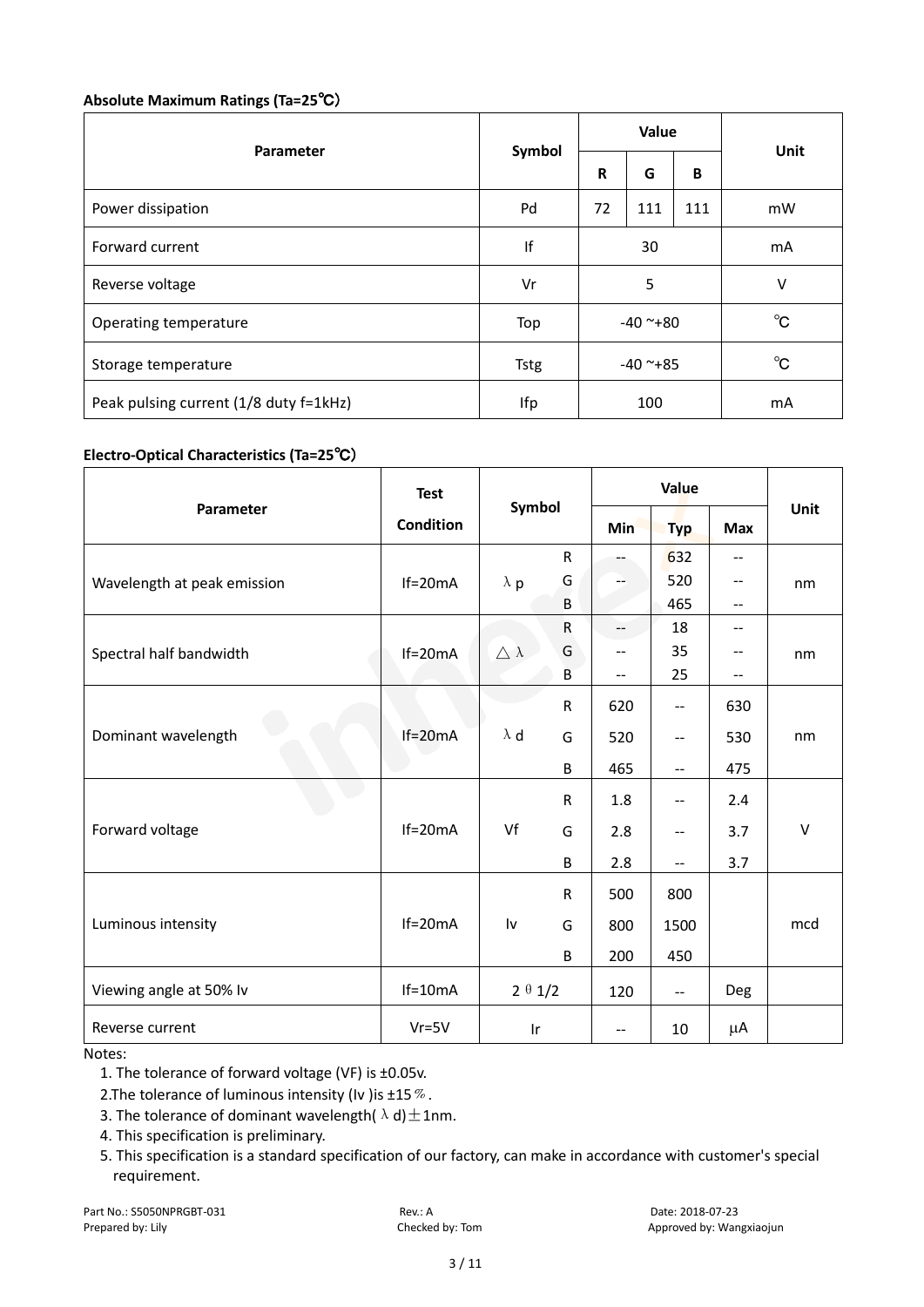**Absolute Maximum Ratings (Ta=25℃)**

| Parameter | Symbol | Value | | | Unit |
|---|---|---|---|---|---|
| | | R | G | B | |
| Power dissipation | Pd | 72 | 111 | 111 | mW |
| Forward current | If | 30 | | | mA |
| Reverse voltage | Vr | 5 | | | V |
| Operating temperature | Top | -40 ~+80 | | | ℃ |
| Storage temperature | Tstg | -40 ~+85 | | | ℃ |
| Peak pulsing current (1/8 duty f=1kHz) | Ifp | 100 | | | mA |

**Electro-Optical Characteristics (Ta=25℃)**

| Parameter | Test Condition | Symbol | | Value | | | Unit |
|---|---|---|---|---|---|---|---|
| | | | | Min | Typ | Max | |
| Wavelength at peak emission | If=20mA | λ p | R | -- | 632 | -- | nm |
| | | | G | -- | 520 | -- | |
| | | | B | | 465 | -- | |
| Spectral half bandwidth | If=20mA | △ λ | R | -- | 18 | -- | nm |
| | | | G | -- | 35 | -- | |
| | | | B | -- | 25 | -- | |
| Dominant wavelength | If=20mA | λ d | R | 620 | -- | 630 | nm |
| | | | G | 520 | -- | 530 | |
| | | | B | 465 | -- | 475 | |
| Forward voltage | If=20mA | Vf | R | 1.8 | -- | 2.4 | V |
| | | | G | 2.8 | -- | 3.7 | |
| | | | B | 2.8 | -- | 3.7 | |
| Luminous intensity | If=20mA | Iv | R | 500 | 800 | | mcd |
| | | | G | 800 | 1500 | | |
| | | | B | 200 | 450 | | |
| Viewing angle at 50% Iv | If=10mA | 2 θ 1/2 | | 120 | -- | Deg | |
| Reverse current | Vr=5V | Ir | | -- | 10 | μA | |

Notes:

1. The tolerance of forward voltage (VF) is ±0.05v.
2. The tolerance of luminous intensity (Iv )is ±15％.
3. The tolerance of dominant wavelength( λ d)±1nm.
4. This specification is preliminary.
5. This specification is a standard specification of our factory, can make in accordance with customer's special requirement.

Part No.: S5050NPRGBT-031 Rev.: A Date: 2018-07-23
Prepared by: Lily Checked by: Tom Approved by: Wangxiaojun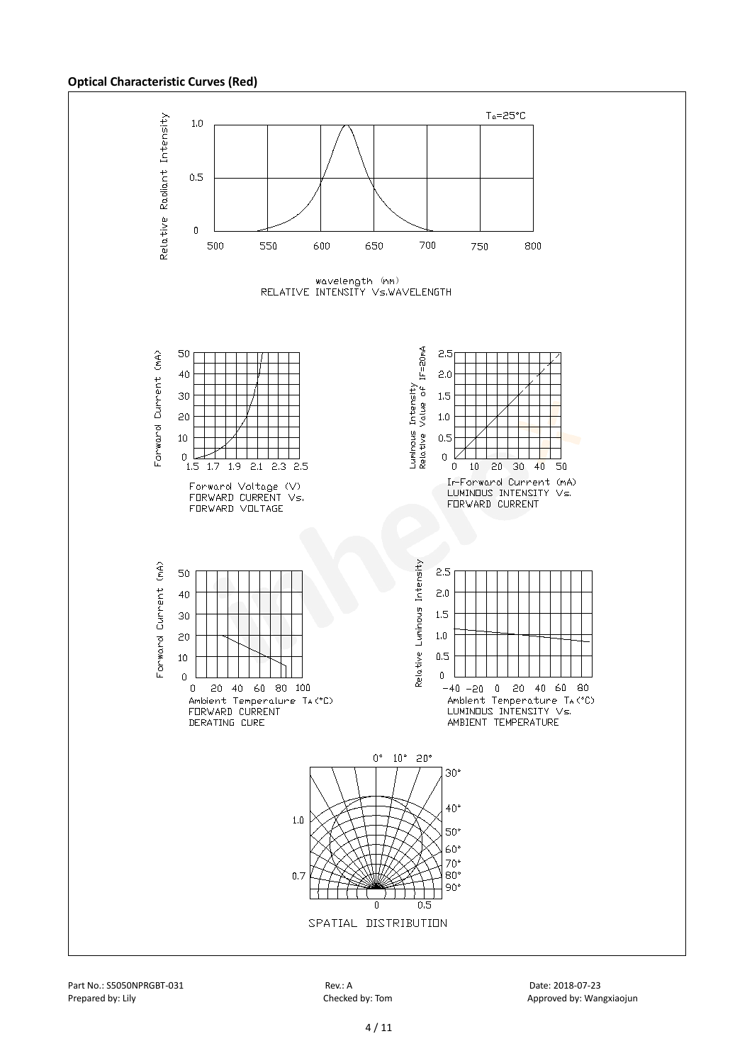**Optical Characteristic Curves (Red)**

$T_a$=25°C

Relative Radiant Intensity

wavelength (nm)
RELATIVE INTENSITY Vs.WAVELENGTH

Forward Current (mA)

Forward Voltage (V)
FORWARD CURRENT Vs.
FORWARD VOLTAGE

Luminous Intensity
Relative Value of IF=20mA

$I_F$-Forward Current (mA)
LUMINOUS INTENSITY Vs.
FORWARD CURRENT

Forward Current (mA)

Ambient Temperature $T_A$(°C)
FORWARD CURRENT
DERATING CURE

Relative Luminous Intensity

Ambient Temperature $T_A$(°C)
LUMINOUS INTENSITY Vs.
AMBIENT TEMPERATURE

SPATIAL DISTRIBUTION

Part No.: S5050NPRGBT-031 Rev.: A Date: 2018-07-23
Prepared by: Lily Checked by: Tom Approved by: Wangxiaojun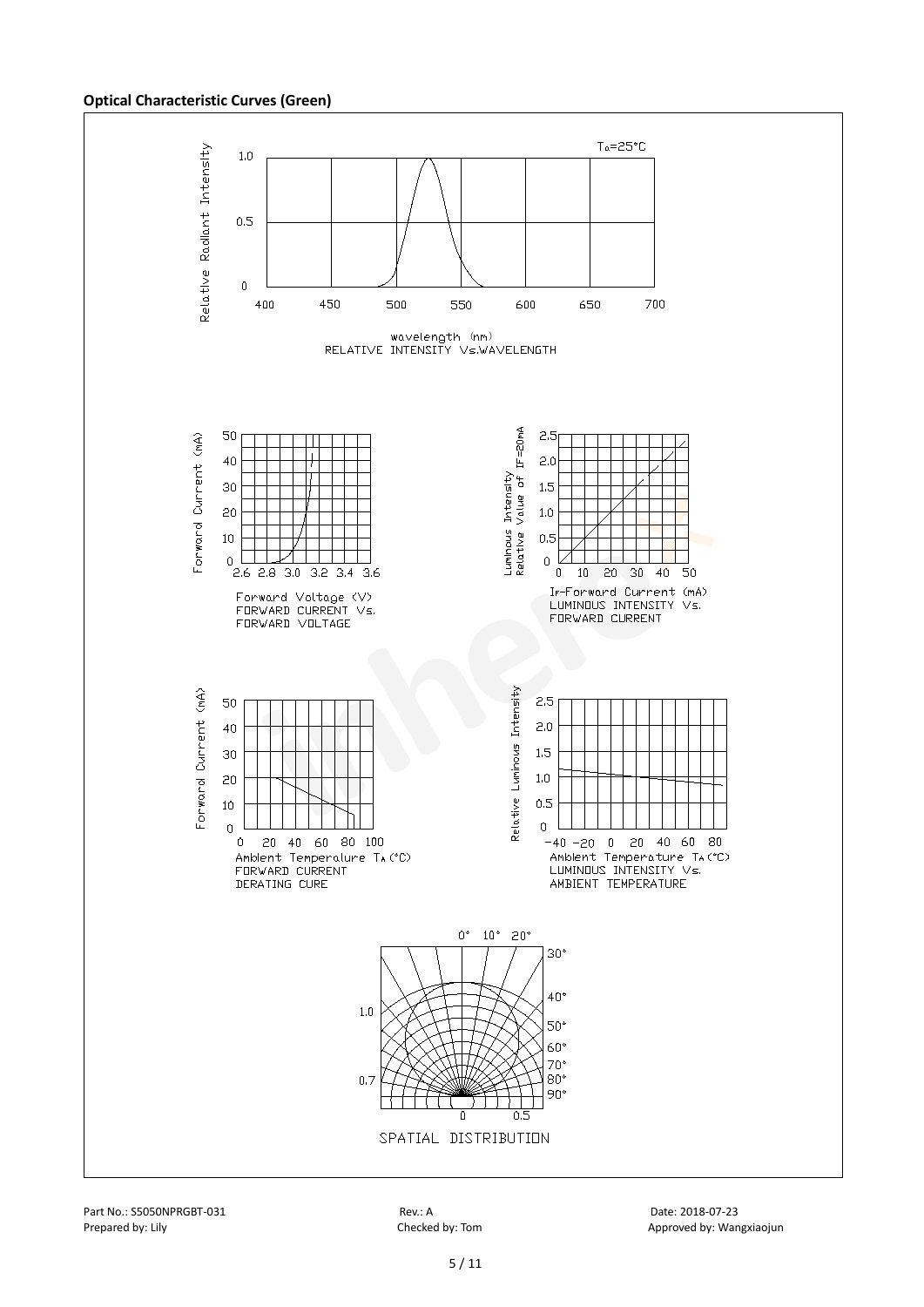**Optical Characteristic Curves (Green)**

$T_a$=25°C

Relative Radiant Intensity

wavelength (nm)
RELATIVE INTENSITY Vs.WAVELENGTH

Forward Current (mA)

Forward Voltage (V)
FORWARD CURRENT Vs.
FORWARD VOLTAGE

Luminous Intensity Relative Value of IF=20mA

$I_F$-Forward Current (mA)
LUMINOUS INTENSITY Vs.
FORWARD CURRENT

Forward Current (mA)

Ambient Temperature $T_A$ (°C)
FORWARD CURRENT
DERATING CURE

Relative Luminous Intensity

Ambient Temperature $T_A$ (°C)
LUMINOUS INTENSITY Vs.
AMBIENT TEMPERATURE

SPATIAL DISTRIBUTION

Part No.: S5050NPRGBT-031 | Rev.: A | Date: 2018-07-23
Prepared by: Lily | Checked by: Tom | Approved by: Wangxiaojun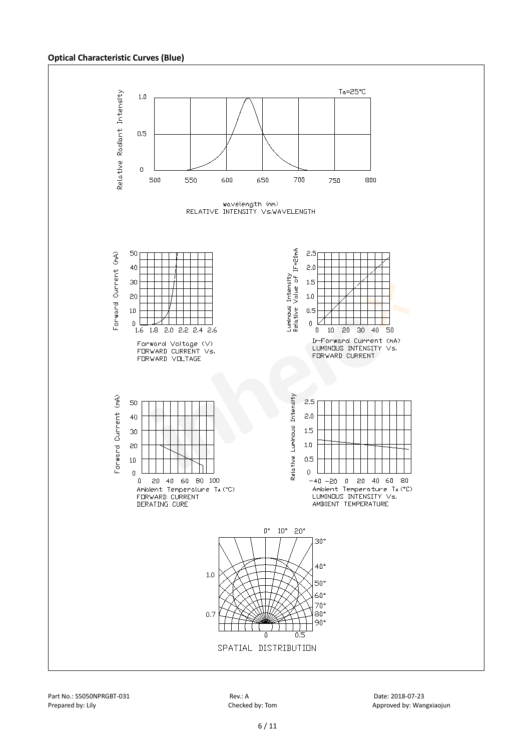**Optical Characteristic Curves (Blue)**

Ta=25°C

Relative Radiant Intensity

1.0

0.5

0

500 550 600 650 700 750 800

wavelength (nm)
RELATIVE INTENSITY Vs.WAVELENGTH

Forward Current (mA)

50 40 30 20 10 0

1.6 1.8 2.0 2.2 2.4 2.6

Forward Voltage (V)
FORWARD CURRENT Vs.
FORWARD VOLTAGE

Luminous Intensity Relative Value of IF=20mA

2.5 2.0 1.5 1.0 0.5 0

0 10 20 30 40 50

IF-Forward Current (mA)
LUMINOUS INTENSITY Vs.
FORWARD CURRENT

Forward Current (mA)

50 40 30 20 10 0

0 20 40 60 80 100

Ambient Temperature TA (°C)
FORWARD CURRENT
DERATING CURE

Relative Luminous Intensity

2.5 2.0 1.5 1.0 0.5 0

−40 −20 0 20 40 60 80

Ambient Temperature TA (°C)
LUMINOUS INTENSITY Vs.
AMBIENT TEMPERATURE

0° 10° 20° 30° 40° 50° 60° 70° 80° 90°

1.0

0.7

0 0.5

SPATIAL DISTRIBUTION

Part No.: S5050NPRGBT-031 Rev.: A Date: 2018-07-23
Prepared by: Lily Checked by: Tom Approved by: Wangxiaojun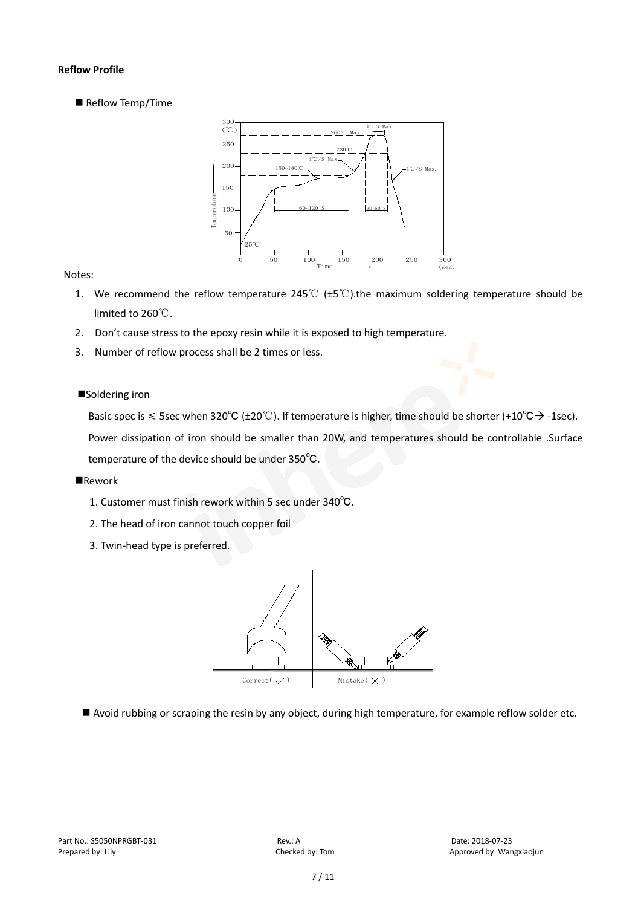**Reflow Profile**

■ Reflow Temp/Time

Notes:

1. We recommend the reflow temperature 245℃ (±5℃).the maximum soldering temperature should be limited to 260℃.
2. Don't cause stress to the epoxy resin while it is exposed to high temperature.
3. Number of reflow process shall be 2 times or less.

■Soldering iron

Basic spec is ≤ 5sec when 320℃ (±20℃). If temperature is higher, time should be shorter (+10℃→ -1sec). Power dissipation of iron should be smaller than 20W, and temperatures should be controllable .Surface temperature of the device should be under 350℃.

■Rework

1. Customer must finish rework within 5 sec under 340℃.
2. The head of iron cannot touch copper foil
3. Twin-head type is preferred.

■ Avoid rubbing or scraping the resin by any object, during high temperature, for example reflow solder etc.

Part No.: S5050NPRGBT-031 | Rev.: A | Date: 2018-07-23
Prepared by: Lily | Checked by: Tom | Approved by: Wangxiaojun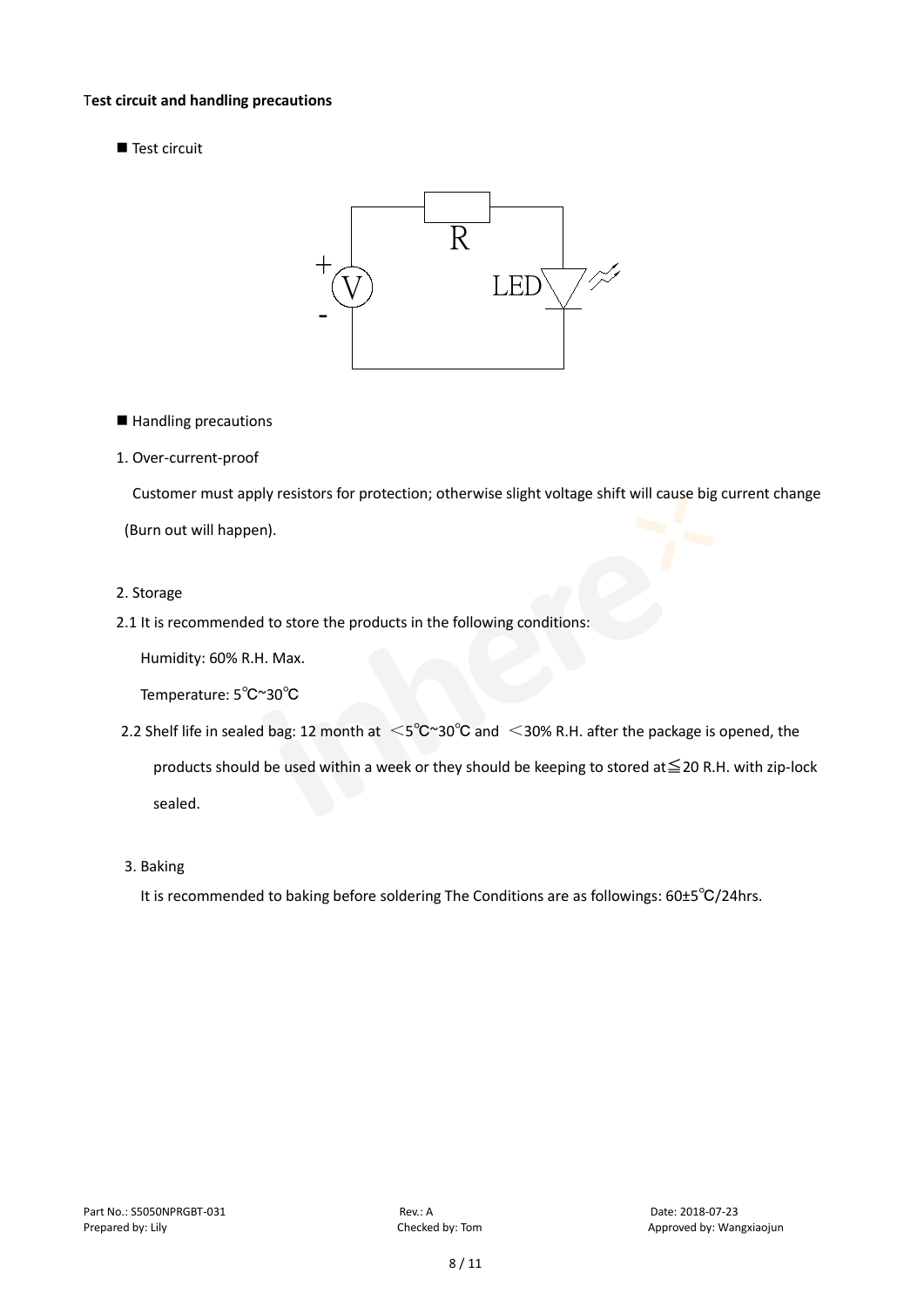**Test circuit and handling precautions**

■ Test circuit

■ Handling precautions

1. Over-current-proof

Customer must apply resistors for protection; otherwise slight voltage shift will cause big current change (Burn out will happen).

2. Storage

2.1 It is recommended to store the products in the following conditions:

Humidity: 60% R.H. Max.

Temperature: 5℃~30℃

2.2 Shelf life in sealed bag: 12 month at ＜5℃~30℃ and ＜30% R.H. after the package is opened, the products should be used within a week or they should be keeping to stored at≦20 R.H. with zip-lock sealed.

3. Baking

It is recommended to baking before soldering The Conditions are as followings: 60±5℃/24hrs.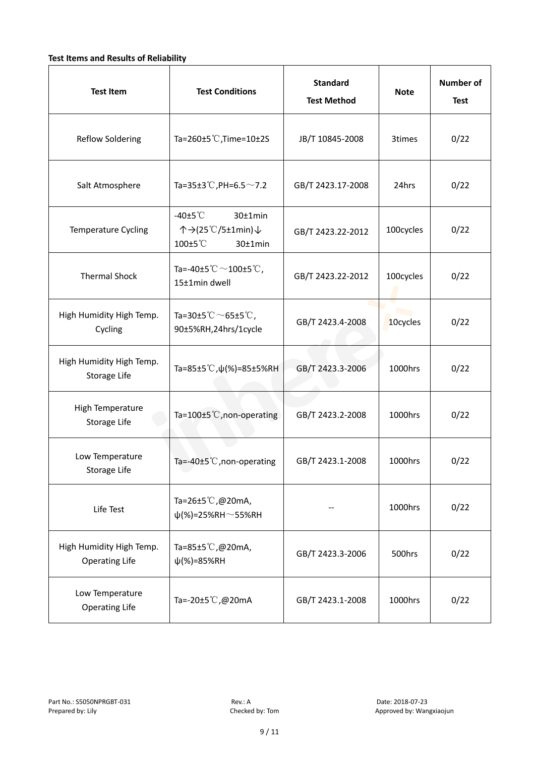**Test Items and Results of Reliability**

| Test Item | Test Conditions | Standard Test Method | Note | Number of Test |
|---|---|---|---|---|
| Reflow Soldering | Ta=260±5℃,Time=10±2S | JB/T 10845-2008 | 3times | 0/22 |
| Salt Atmosphere | Ta=35±3℃,PH=6.5～7.2 | GB/T 2423.17-2008 | 24hrs | 0/22 |
| Temperature Cycling | -40±5℃ 30±1min ↑→(25℃/5±1min)↓ 100±5℃ 30±1min | GB/T 2423.22-2012 | 100cycles | 0/22 |
| Thermal Shock | Ta=-40±5℃～100±5℃, 15±1min dwell | GB/T 2423.22-2012 | 100cycles | 0/22 |
| High Humidity High Temp. Cycling | Ta=30±5℃～65±5℃, 90±5%RH,24hrs/1cycle | GB/T 2423.4-2008 | 10cycles | 0/22 |
| High Humidity High Temp. Storage Life | Ta=85±5℃,ψ(%)=85±5%RH | GB/T 2423.3-2006 | 1000hrs | 0/22 |
| High Temperature Storage Life | Ta=100±5℃,non-operating | GB/T 2423.2-2008 | 1000hrs | 0/22 |
| Low Temperature Storage Life | Ta=-40±5℃,non-operating | GB/T 2423.1-2008 | 1000hrs | 0/22 |
| Life Test | Ta=26±5℃,@20mA, ψ(%)=25%RH～55%RH | -- | 1000hrs | 0/22 |
| High Humidity High Temp. Operating Life | Ta=85±5℃,@20mA, ψ(%)=85%RH | GB/T 2423.3-2006 | 500hrs | 0/22 |
| Low Temperature Operating Life | Ta=-20±5℃,@20mA | GB/T 2423.1-2008 | 1000hrs | 0/22 |

Part No.: S5050NPRGBT-031　　Rev.: A　　Date: 2018-07-23
Prepared by: Lily　　Checked by: Tom　　Approved by: Wangxiaojun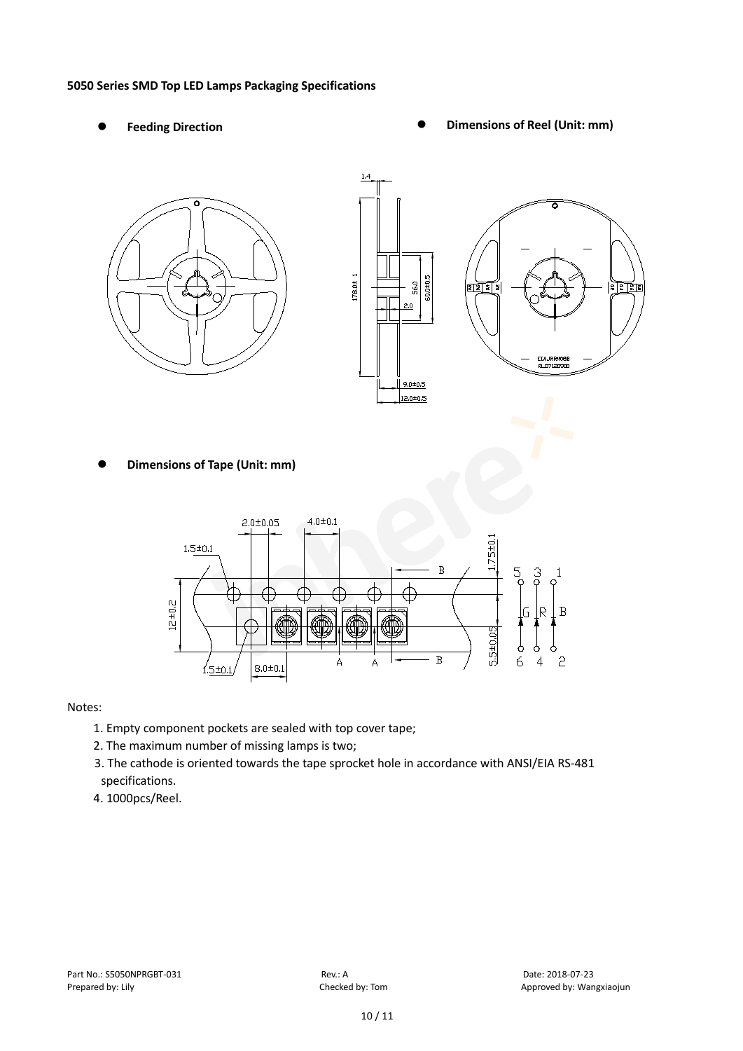**5050 Series SMD Top LED Lamps Packaging Specifications**

- **Feeding Direction**
- **Dimensions of Reel (Unit: mm)**

- **Dimensions of Tape (Unit: mm)**

Notes:

1. Empty component pockets are sealed with top cover tape;
2. The maximum number of missing lamps is two;
3. The cathode is oriented towards the tape sprocket hole in accordance with ANSI/EIA RS-481 specifications.
4. 1000pcs/Reel.

Part No.: S5050NPRGBT-031 Rev.: A Date: 2018-07-23
Prepared by: Lily Checked by: Tom Approved by: Wangxiaojun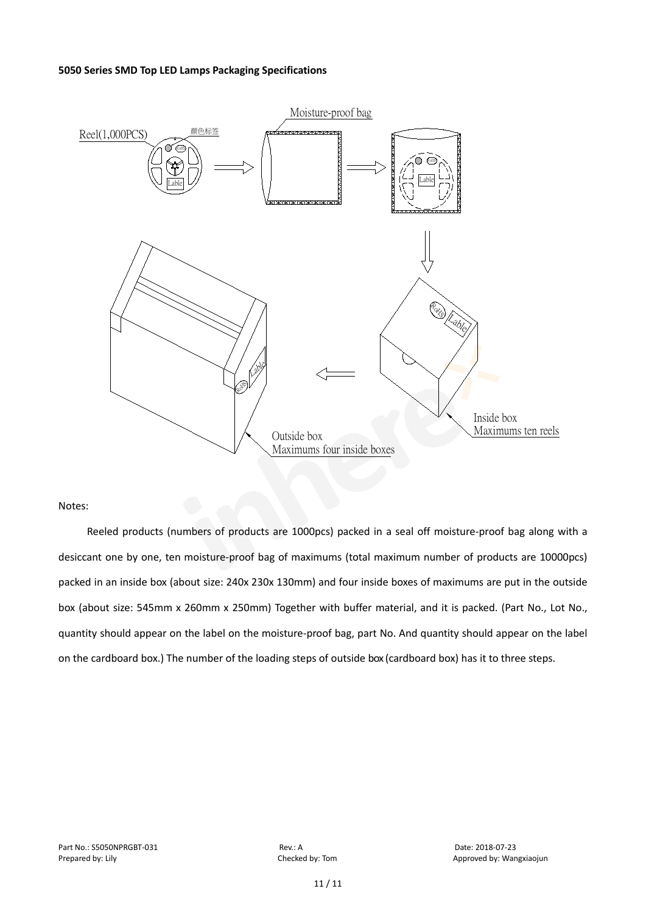**5050 Series SMD Top LED Lamps Packaging Specifications**

Moisture-proof bag

Reel(1,000PCS)

颜色标签

Lable

Lable

Lable

Lable

Inside box
Maximums ten reels

Outside box
Maximums four inside boxes

Notes:

Reeled products (numbers of products are 1000pcs) packed in a seal off moisture-proof bag along with a desiccant one by one, ten moisture-proof bag of maximums (total maximum number of products are 10000pcs) packed in an inside box (about size: 240x 230x 130mm) and four inside boxes of maximums are put in the outside box (about size: 545mm x 260mm x 250mm) Together with buffer material, and it is packed. (Part No., Lot No., quantity should appear on the label on the moisture-proof bag, part No. And quantity should appear on the label on the cardboard box.) The number of the loading steps of outside box (cardboard box) has it to three steps.

Part No.: S5050NPRGBT-031 Rev.: A Date: 2018-07-23
Prepared by: Lily Checked by: Tom Approved by: Wangxiaojun